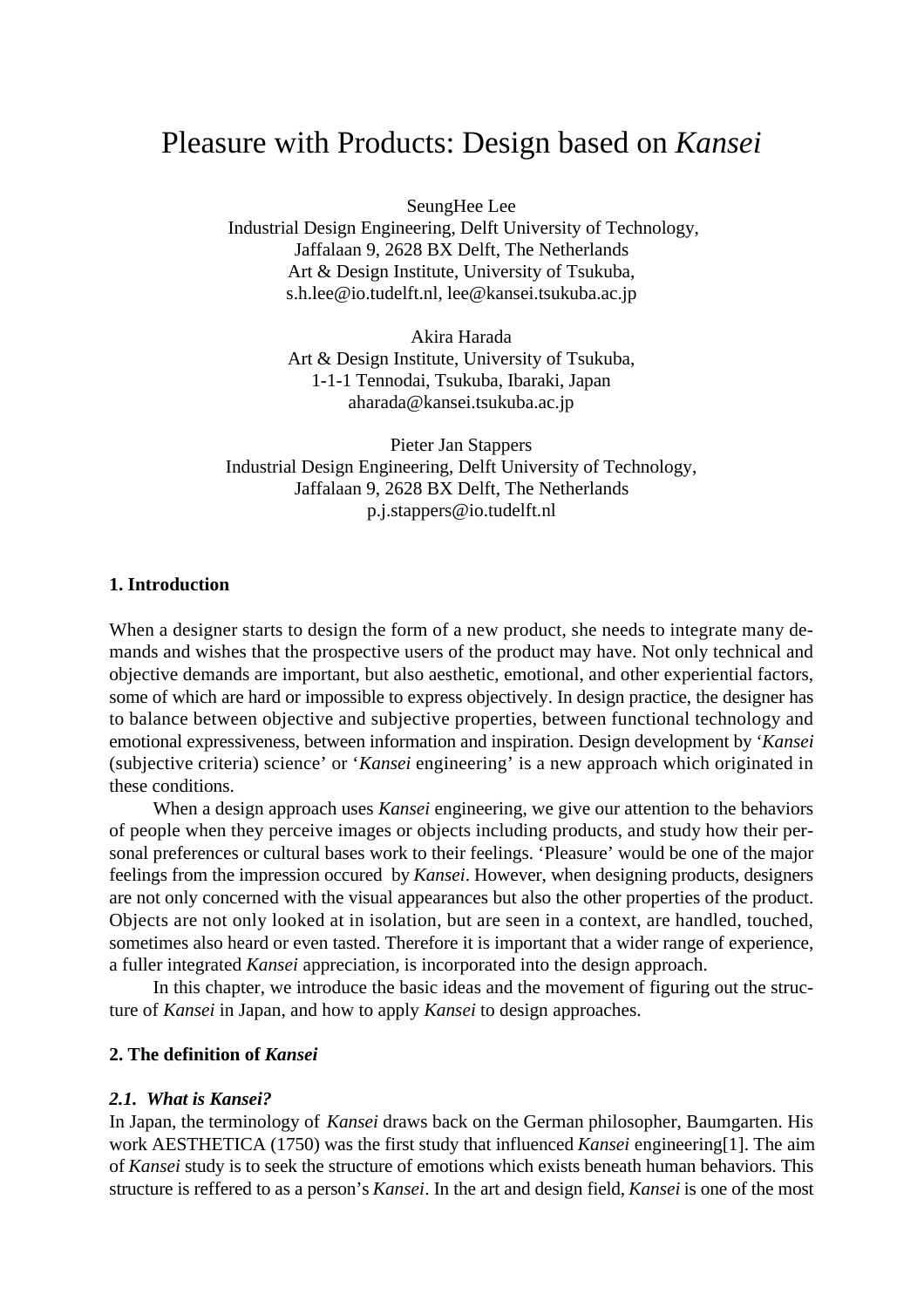# Pleasure with Products: Design based on *Kansei*

SeungHee Lee
Industrial Design Engineering, Delft University of Technology,
Jaffalaan 9, 2628 BX Delft, The Netherlands
Art & Design Institute, University of Tsukuba,
s.h.lee@io.tudelft.nl, lee@kansei.tsukuba.ac.jp

Akira Harada
Art & Design Institute, University of Tsukuba,
1-1-1 Tennodai, Tsukuba, Ibaraki, Japan
aharada@kansei.tsukuba.ac.jp

Pieter Jan Stappers
Industrial Design Engineering, Delft University of Technology,
Jaffalaan 9, 2628 BX Delft, The Netherlands
p.j.stappers@io.tudelft.nl

## 1. Introduction

When a designer starts to design the form of a new product, she needs to integrate many demands and wishes that the prospective users of the product may have. Not only technical and objective demands are important, but also aesthetic, emotional, and other experiential factors, some of which are hard or impossible to express objectively. In design practice, the designer has to balance between objective and subjective properties, between functional technology and emotional expressiveness, between information and inspiration. Design development by '*Kansei* (subjective criteria) science' or '*Kansei* engineering' is a new approach which originated in these conditions.

When a design approach uses *Kansei* engineering, we give our attention to the behaviors of people when they perceive images or objects including products, and study how their personal preferences or cultural bases work to their feelings. 'Pleasure' would be one of the major feelings from the impression occured by *Kansei*. However, when designing products, designers are not only concerned with the visual appearances but also the other properties of the product. Objects are not only looked at in isolation, but are seen in a context, are handled, touched, sometimes also heard or even tasted. Therefore it is important that a wider range of experience, a fuller integrated *Kansei* appreciation, is incorporated into the design approach.

In this chapter, we introduce the basic ideas and the movement of figuring out the structure of *Kansei* in Japan, and how to apply *Kansei* to design approaches.

## 2. The definition of *Kansei*

### *2.1. What is Kansei?*

In Japan, the terminology of *Kansei* draws back on the German philosopher, Baumgarten. His work AESTHETICA (1750) was the first study that influenced *Kansei* engineering[1]. The aim of *Kansei* study is to seek the structure of emotions which exists beneath human behaviors. This structure is reffered to as a person's *Kansei*. In the art and design field, *Kansei* is one of the most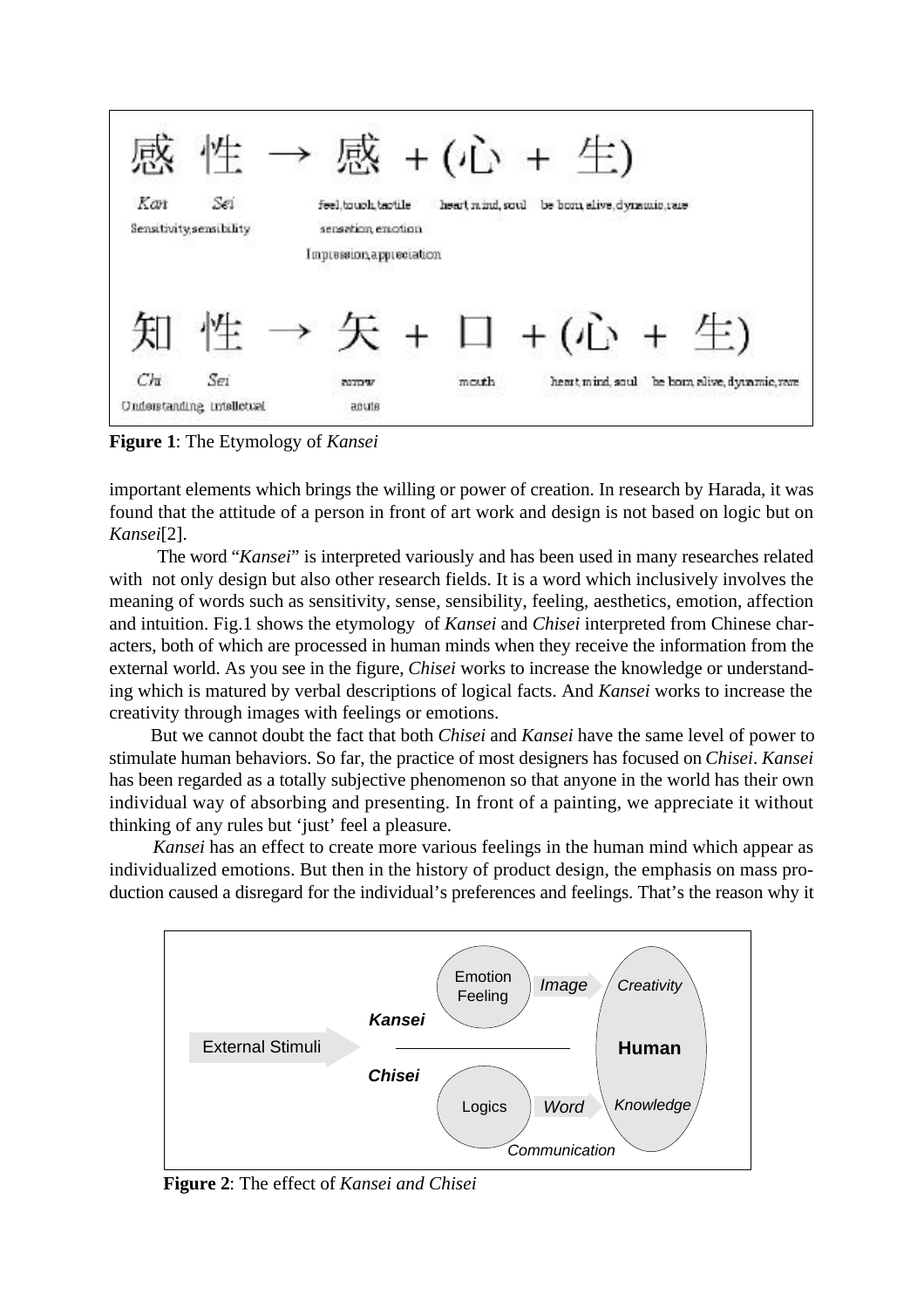**Figure 1**: The Etymology of *Kansei*

important elements which brings the willing or power of creation. In research by Harada, it was found that the attitude of a person in front of art work and design is not based on logic but on *Kansei*[2].

The word "*Kansei*" is interpreted variously and has been used in many researches related with not only design but also other research fields. It is a word which inclusively involves the meaning of words such as sensitivity, sense, sensibility, feeling, aesthetics, emotion, affection and intuition. Fig.1 shows the etymology of *Kansei* and *Chisei* interpreted from Chinese characters, both of which are processed in human minds when they receive the information from the external world. As you see in the figure, *Chisei* works to increase the knowledge or understanding which is matured by verbal descriptions of logical facts. And *Kansei* works to increase the creativity through images with feelings or emotions.

But we cannot doubt the fact that both *Chisei* and *Kansei* have the same level of power to stimulate human behaviors. So far, the practice of most designers has focused on *Chisei*. *Kansei* has been regarded as a totally subjective phenomenon so that anyone in the world has their own individual way of absorbing and presenting. In front of a painting, we appreciate it without thinking of any rules but 'just' feel a pleasure.

*Kansei* has an effect to create more various feelings in the human mind which appear as individualized emotions. But then in the history of product design, the emphasis on mass production caused a disregard for the individual's preferences and feelings. That's the reason why it

**Figure 2**: The effect of *Kansei and Chisei*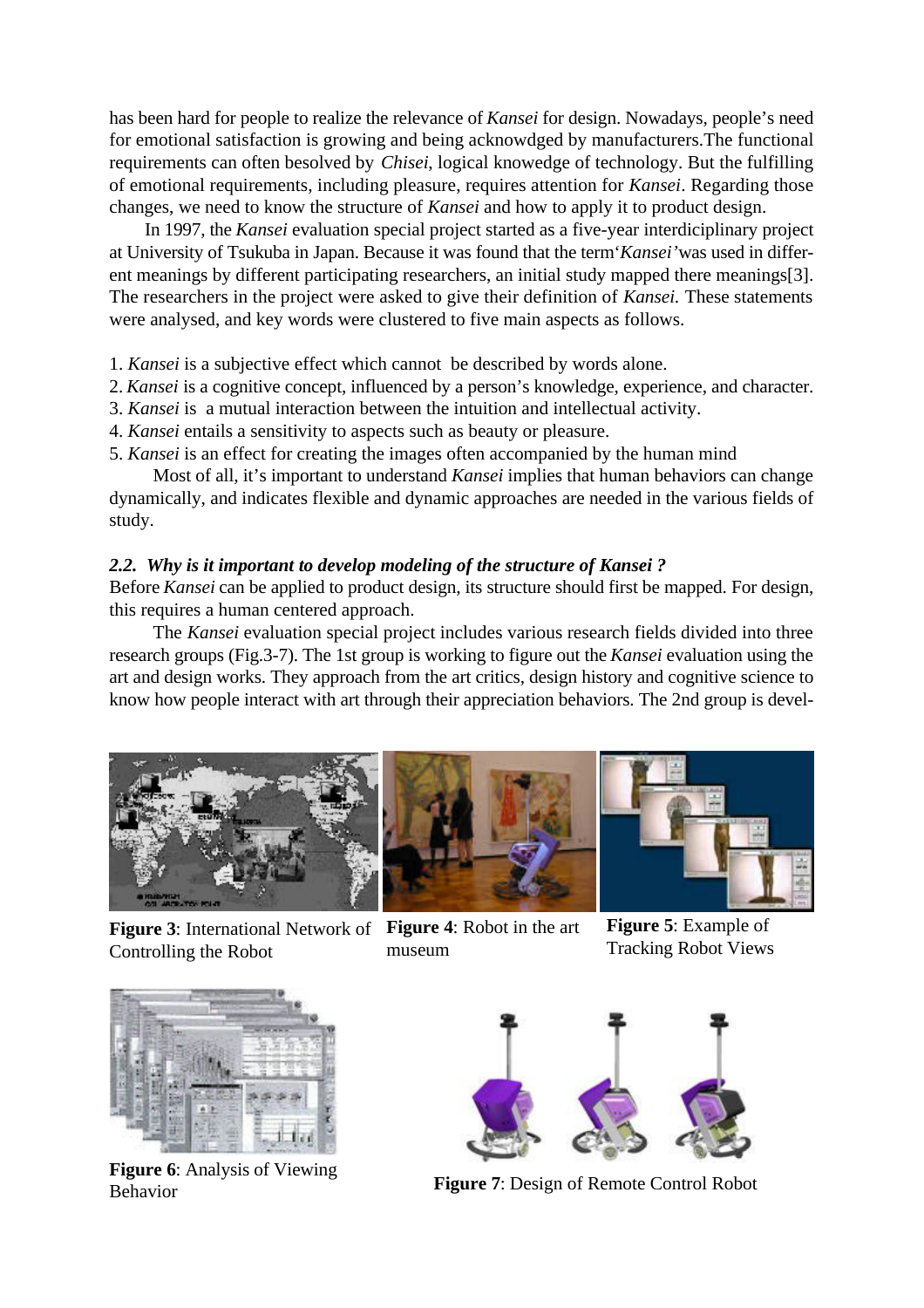has been hard for people to realize the relevance of *Kansei* for design. Nowadays, people's need for emotional satisfaction is growing and being acknowdged by manufacturers.The functional requirements can often besolved by *Chisei*, logical knowedge of technology. But the fulfilling of emotional requirements, including pleasure, requires attention for *Kansei*. Regarding those changes, we need to know the structure of *Kansei* and how to apply it to product design.

In 1997, the *Kansei* evaluation special project started as a five-year interdiciplinary project at University of Tsukuba in Japan. Because it was found that the term'*Kansei*'was used in different meanings by different participating researchers, an initial study mapped there meanings[3]. The researchers in the project were asked to give their definition of *Kansei.* These statements were analysed, and key words were clustered to five main aspects as follows.

1. *Kansei* is a subjective effect which cannot be described by words alone.
2. *Kansei* is a cognitive concept, influenced by a person's knowledge, experience, and character.
3. *Kansei* is a mutual interaction between the intuition and intellectual activity.
4. *Kansei* entails a sensitivity to aspects such as beauty or pleasure.
5. *Kansei* is an effect for creating the images often accompanied by the human mind

Most of all, it's important to understand *Kansei* implies that human behaviors can change dynamically, and indicates flexible and dynamic approaches are needed in the various fields of study.

### *2.2. Why is it important to develop modeling of the structure of Kansei ?*

Before *Kansei* can be applied to product design, its structure should first be mapped. For design, this requires a human centered approach.

The *Kansei* evaluation special project includes various research fields divided into three research groups (Fig.3-7). The 1st group is working to figure out the *Kansei* evaluation using the art and design works. They approach from the art critics, design history and cognitive science to know how people interact with art through their appreciation behaviors. The 2nd group is devel-

**Figure 3**: International Network of Controlling the Robot

**Figure 4**: Robot in the art museum

**Figure 5**: Example of Tracking Robot Views

**Figure 6**: Analysis of Viewing Behavior

**Figure 7**: Design of Remote Control Robot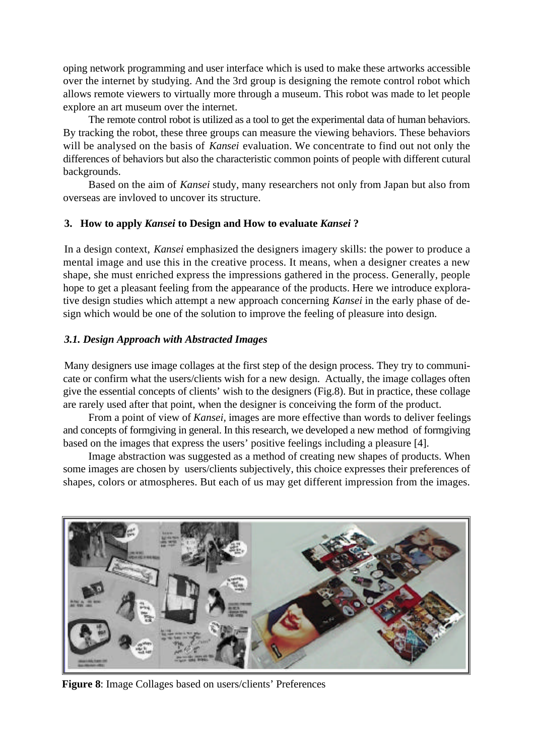oping network programming and user interface which is used to make these artworks accessible over the internet by studying. And the 3rd group is designing the remote control robot which allows remote viewers to virtually more through a museum. This robot was made to let people explore an art museum over the internet.

The remote control robot is utilized as a tool to get the experimental data of human behaviors. By tracking the robot, these three groups can measure the viewing behaviors. These behaviors will be analysed on the basis of *Kansei* evaluation. We concentrate to find out not only the differences of behaviors but also the characteristic common points of people with different cutural backgrounds.

Based on the aim of *Kansei* study, many researchers not only from Japan but also from overseas are invloved to uncover its structure.

## 3. How to apply *Kansei* to Design and How to evaluate *Kansei* ?

In a design context, *Kansei* emphasized the designers imagery skills: the power to produce a mental image and use this in the creative process. It means, when a designer creates a new shape, she must enriched express the impressions gathered in the process. Generally, people hope to get a pleasant feeling from the appearance of the products. Here we introduce explorative design studies which attempt a new approach concerning *Kansei* in the early phase of design which would be one of the solution to improve the feeling of pleasure into design.

### *3.1. Design Approach with Abstracted Images*

Many designers use image collages at the first step of the design process. They try to communicate or confirm what the users/clients wish for a new design. Actually, the image collages often give the essential concepts of clients' wish to the designers (Fig.8). But in practice, these collage are rarely used after that point, when the designer is conceiving the form of the product.

From a point of view of *Kansei,* images are more effective than words to deliver feelings and concepts of formgiving in general. In this research, we developed a new method of formgiving based on the images that express the users' positive feelings including a pleasure [4].

Image abstraction was suggested as a method of creating new shapes of products. When some images are chosen by users/clients subjectively, this choice expresses their preferences of shapes, colors or atmospheres. But each of us may get different impression from the images.

**Figure 8**: Image Collages based on users/clients' Preferences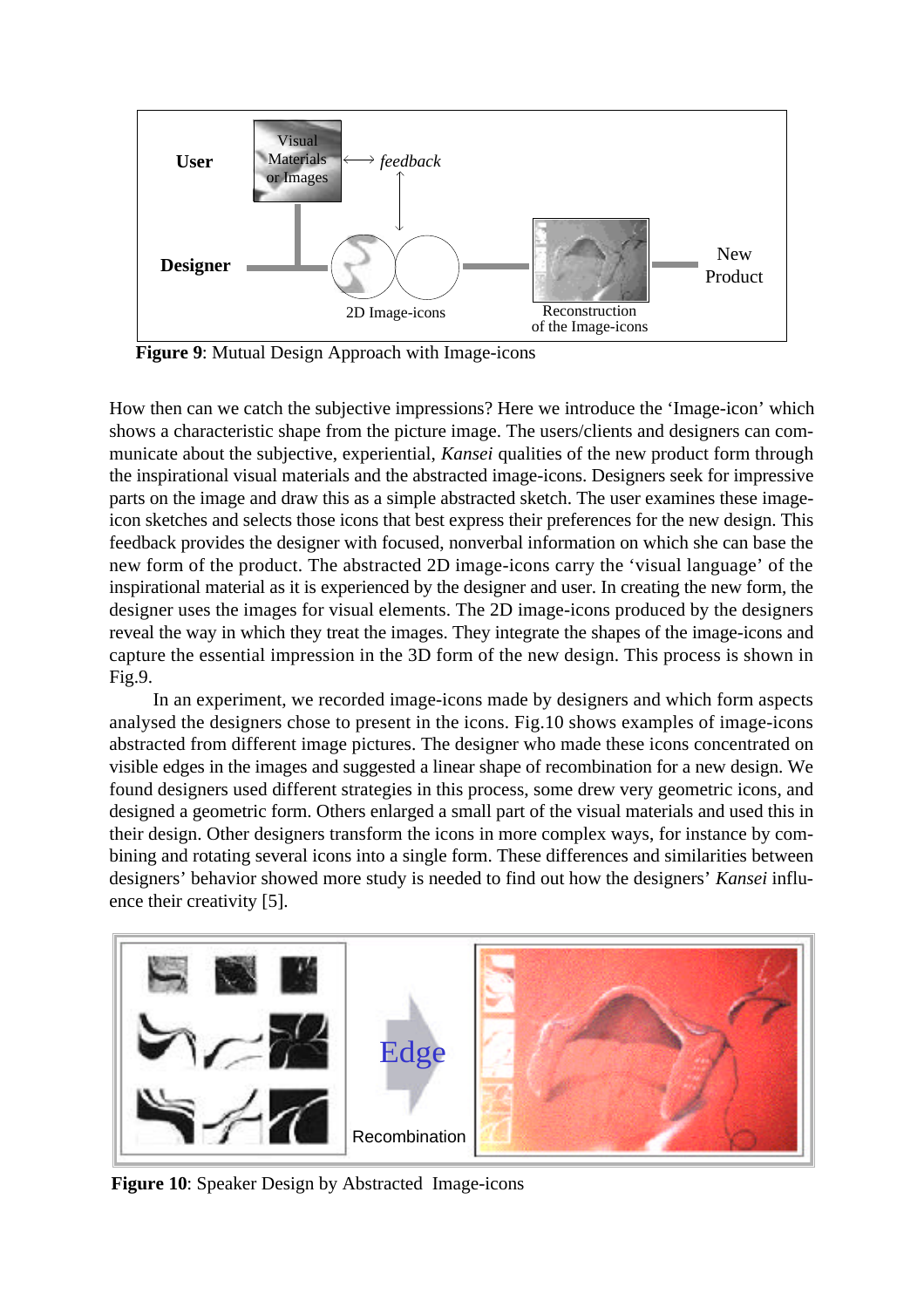**Figure 9**: Mutual Design Approach with Image-icons

How then can we catch the subjective impressions? Here we introduce the 'Image-icon' which shows a characteristic shape from the picture image. The users/clients and designers can communicate about the subjective, experiential, *Kansei* qualities of the new product form through the inspirational visual materials and the abstracted image-icons. Designers seek for impressive parts on the image and draw this as a simple abstracted sketch. The user examines these image-icon sketches and selects those icons that best express their preferences for the new design. This feedback provides the designer with focused, nonverbal information on which she can base the new form of the product. The abstracted 2D image-icons carry the 'visual language' of the inspirational material as it is experienced by the designer and user. In creating the new form, the designer uses the images for visual elements. The 2D image-icons produced by the designers reveal the way in which they treat the images. They integrate the shapes of the image-icons and capture the essential impression in the 3D form of the new design. This process is shown in Fig.9.

In an experiment, we recorded image-icons made by designers and which form aspects analysed the designers chose to present in the icons. Fig.10 shows examples of image-icons abstracted from different image pictures. The designer who made these icons concentrated on visible edges in the images and suggested a linear shape of recombination for a new design. We found designers used different strategies in this process, some drew very geometric icons, and designed a geometric form. Others enlarged a small part of the visual materials and used this in their design. Other designers transform the icons in more complex ways, for instance by combining and rotating several icons into a single form. These differences and similarities between designers' behavior showed more study is needed to find out how the designers' *Kansei* influence their creativity [5].

**Figure 10**: Speaker Design by Abstracted Image-icons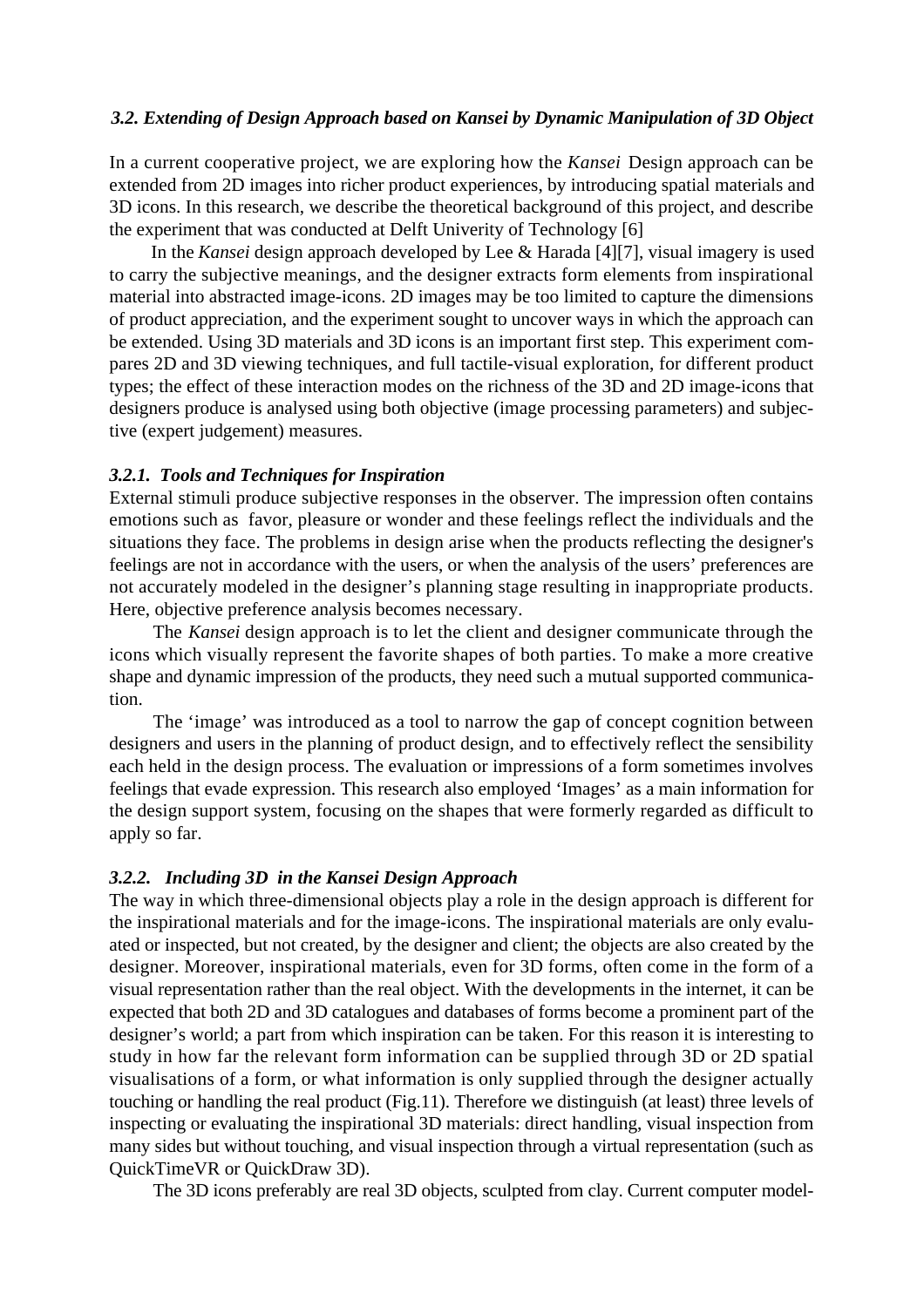### *3.2. Extending of Design Approach based on Kansei by Dynamic Manipulation of 3D Object*

In a current cooperative project, we are exploring how the *Kansei* Design approach can be extended from 2D images into richer product experiences, by introducing spatial materials and 3D icons. In this research, we describe the theoretical background of this project, and describe the experiment that was conducted at Delft Univerity of Technology [6]

In the *Kansei* design approach developed by Lee & Harada [4][7], visual imagery is used to carry the subjective meanings, and the designer extracts form elements from inspirational material into abstracted image-icons. 2D images may be too limited to capture the dimensions of product appreciation, and the experiment sought to uncover ways in which the approach can be extended. Using 3D materials and 3D icons is an important first step. This experiment compares 2D and 3D viewing techniques, and full tactile-visual exploration, for different product types; the effect of these interaction modes on the richness of the 3D and 2D image-icons that designers produce is analysed using both objective (image processing parameters) and subjective (expert judgement) measures.

#### *3.2.1. Tools and Techniques for Inspiration*

External stimuli produce subjective responses in the observer. The impression often contains emotions such as favor, pleasure or wonder and these feelings reflect the individuals and the situations they face. The problems in design arise when the products reflecting the designer's feelings are not in accordance with the users, or when the analysis of the users' preferences are not accurately modeled in the designer's planning stage resulting in inappropriate products. Here, objective preference analysis becomes necessary.

The *Kansei* design approach is to let the client and designer communicate through the icons which visually represent the favorite shapes of both parties. To make a more creative shape and dynamic impression of the products, they need such a mutual supported communication.

The 'image' was introduced as a tool to narrow the gap of concept cognition between designers and users in the planning of product design, and to effectively reflect the sensibility each held in the design process. The evaluation or impressions of a form sometimes involves feelings that evade expression. This research also employed 'Images' as a main information for the design support system, focusing on the shapes that were formerly regarded as difficult to apply so far.

#### *3.2.2. Including 3D in the Kansei Design Approach*

The way in which three-dimensional objects play a role in the design approach is different for the inspirational materials and for the image-icons. The inspirational materials are only evaluated or inspected, but not created, by the designer and client; the objects are also created by the designer. Moreover, inspirational materials, even for 3D forms, often come in the form of a visual representation rather than the real object. With the developments in the internet, it can be expected that both 2D and 3D catalogues and databases of forms become a prominent part of the designer's world; a part from which inspiration can be taken. For this reason it is interesting to study in how far the relevant form information can be supplied through 3D or 2D spatial visualisations of a form, or what information is only supplied through the designer actually touching or handling the real product (Fig.11). Therefore we distinguish (at least) three levels of inspecting or evaluating the inspirational 3D materials: direct handling, visual inspection from many sides but without touching, and visual inspection through a virtual representation (such as QuickTimeVR or QuickDraw 3D).

The 3D icons preferably are real 3D objects, sculpted from clay. Current computer model-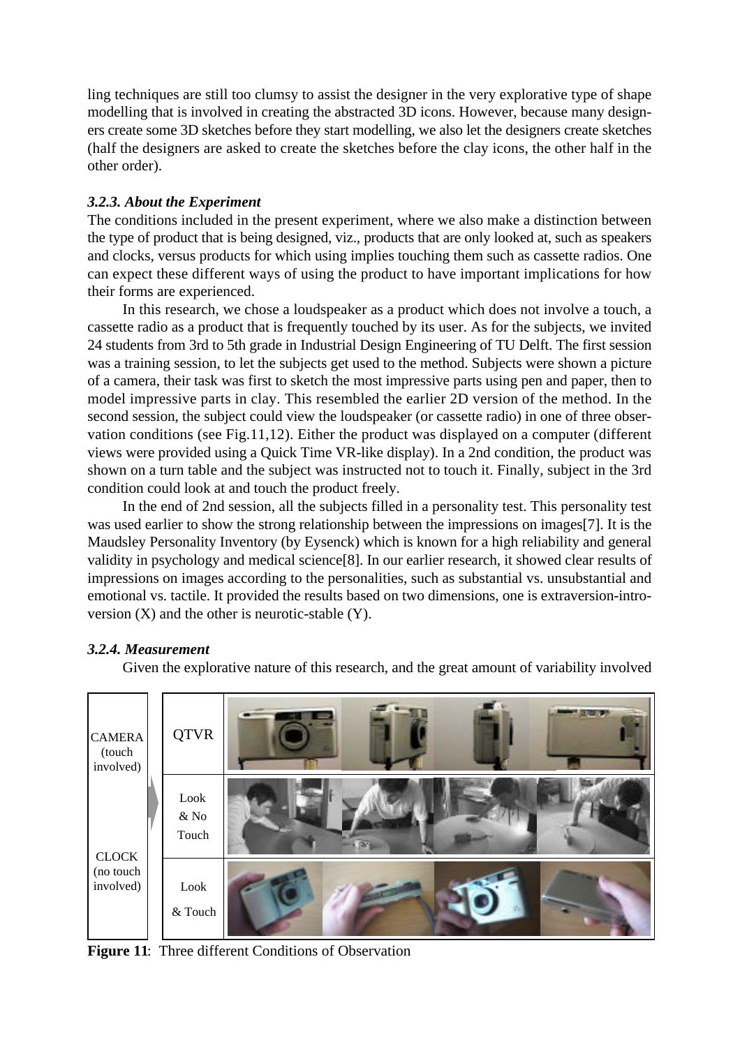ling techniques are still too clumsy to assist the designer in the very explorative type of shape modelling that is involved in creating the abstracted 3D icons. However, because many designers create some 3D sketches before they start modelling, we also let the designers create sketches (half the designers are asked to create the sketches before the clay icons, the other half in the other order).

### *3.2.3. About the Experiment*

The conditions included in the present experiment, where we also make a distinction between the type of product that is being designed, viz., products that are only looked at, such as speakers and clocks, versus products for which using implies touching them such as cassette radios. One can expect these different ways of using the product to have important implications for how their forms are experienced.

In this research, we chose a loudspeaker as a product which does not involve a touch, a cassette radio as a product that is frequently touched by its user. As for the subjects, we invited 24 students from 3rd to 5th grade in Industrial Design Engineering of TU Delft. The first session was a training session, to let the subjects get used to the method. Subjects were shown a picture of a camera, their task was first to sketch the most impressive parts using pen and paper, then to model impressive parts in clay. This resembled the earlier 2D version of the method. In the second session, the subject could view the loudspeaker (or cassette radio) in one of three observation conditions (see Fig.11,12). Either the product was displayed on a computer (different views were provided using a Quick Time VR-like display). In a 2nd condition, the product was shown on a turn table and the subject was instructed not to touch it. Finally, subject in the 3rd condition could look at and touch the product freely.

In the end of 2nd session, all the subjects filled in a personality test. This personality test was used earlier to show the strong relationship between the impressions on images[7]. It is the Maudsley Personality Inventory (by Eysenck) which is known for a high reliability and general validity in psychology and medical science[8]. In our earlier research, it showed clear results of impressions on images according to the personalities, such as substantial vs. unsubstantial and emotional vs. tactile. It provided the results based on two dimensions, one is extraversion-introversion (X) and the other is neurotic-stable (Y).

### *3.2.4. Measurement*

Given the explorative nature of this research, and the great amount of variability involved

| | |
|---|---|
| CAMERA (touch involved) | QTVR |
| | Look & No Touch |
| CLOCK (no touch involved) | Look & Touch |

**Figure 11**: Three different Conditions of Observation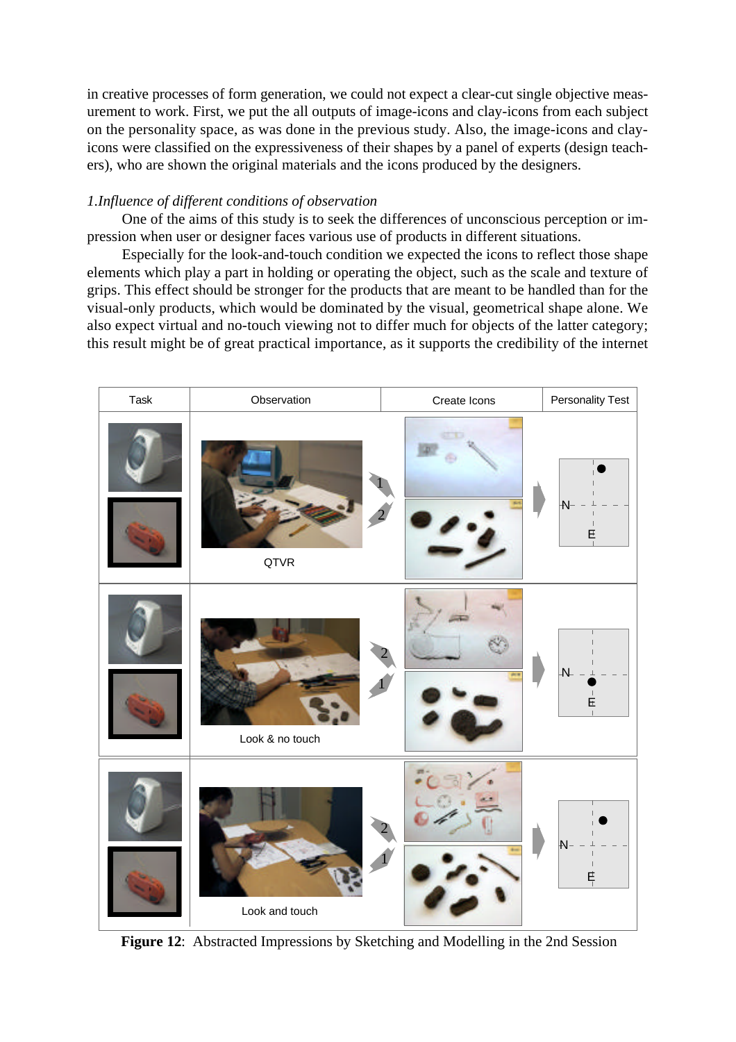in creative processes of form generation, we could not expect a clear-cut single objective measurement to work. First, we put the all outputs of image-icons and clay-icons from each subject on the personality space, as was done in the previous study. Also, the image-icons and clay-icons were classified on the expressiveness of their shapes by a panel of experts (design teachers), who are shown the original materials and the icons produced by the designers.

*1.Influence of different conditions of observation*

One of the aims of this study is to seek the differences of unconscious perception or impression when user or designer faces various use of products in different situations.

Especially for the look-and-touch condition we expected the icons to reflect those shape elements which play a part in holding or operating the object, such as the scale and texture of grips. This effect should be stronger for the products that are meant to be handled than for the visual-only products, which would be dominated by the visual, geometrical shape alone. We also expect virtual and no-touch viewing not to differ much for objects of the latter category; this result might be of great practical importance, as it supports the credibility of the internet

| Task | Observation | Create Icons | Personality Test |
| --- | --- | --- | --- |
| | QTVR | 1, 2 | N, E |
| | Look & no touch | 2, 1 | N, E |
| | Look and touch | 2, 1 | N, E |

**Figure 12**: Abstracted Impressions by Sketching and Modelling in the 2nd Session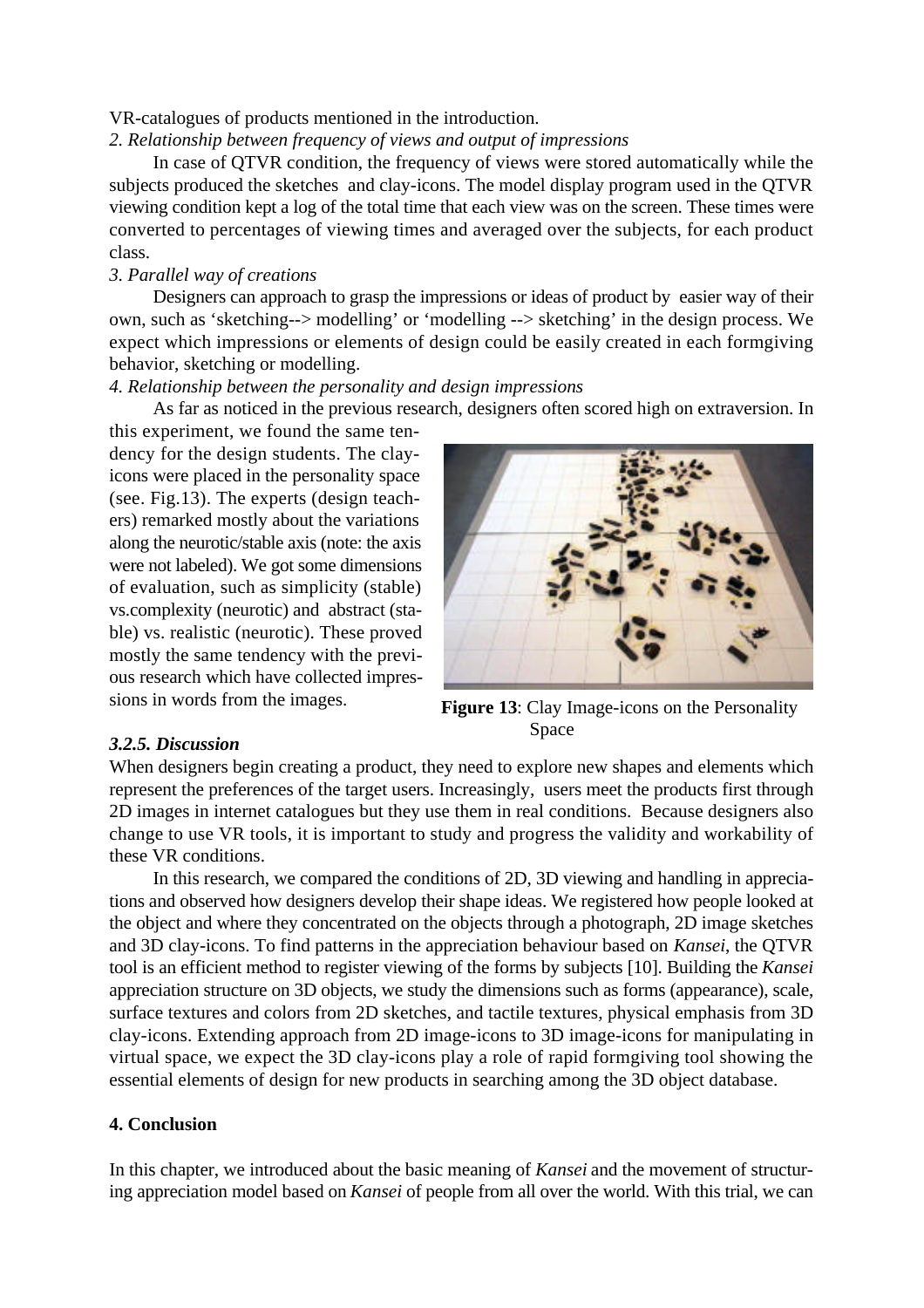VR-catalogues of products mentioned in the introduction.

*2. Relationship between frequency of views and output of impressions*

In case of QTVR condition, the frequency of views were stored automatically while the subjects produced the sketches and clay-icons. The model display program used in the QTVR viewing condition kept a log of the total time that each view was on the screen. These times were converted to percentages of viewing times and averaged over the subjects, for each product class.

*3. Parallel way of creations*

Designers can approach to grasp the impressions or ideas of product by easier way of their own, such as 'sketching--> modelling' or 'modelling --> sketching' in the design process. We expect which impressions or elements of design could be easily created in each formgiving behavior, sketching or modelling.

*4. Relationship between the personality and design impressions*

As far as noticed in the previous research, designers often scored high on extraversion. In this experiment, we found the same tendency for the design students. The clay-icons were placed in the personality space (see. Fig.13). The experts (design teachers) remarked mostly about the variations along the neurotic/stable axis (note: the axis were not labeled). We got some dimensions of evaluation, such as simplicity (stable) vs.complexity (neurotic) and abstract (stable) vs. realistic (neurotic). These proved mostly the same tendency with the previous research which have collected impressions in words from the images.

**Figure 13**: Clay Image-icons on the Personality Space

### *3.2.5. Discussion*

When designers begin creating a product, they need to explore new shapes and elements which represent the preferences of the target users. Increasingly, users meet the products first through 2D images in internet catalogues but they use them in real conditions. Because designers also change to use VR tools, it is important to study and progress the validity and workability of these VR conditions.

In this research, we compared the conditions of 2D, 3D viewing and handling in appreciations and observed how designers develop their shape ideas. We registered how people looked at the object and where they concentrated on the objects through a photograph, 2D image sketches and 3D clay-icons. To find patterns in the appreciation behaviour based on *Kansei*, the QTVR tool is an efficient method to register viewing of the forms by subjects [10]. Building the *Kansei* appreciation structure on 3D objects, we study the dimensions such as forms (appearance), scale, surface textures and colors from 2D sketches, and tactile textures, physical emphasis from 3D clay-icons. Extending approach from 2D image-icons to 3D image-icons for manipulating in virtual space, we expect the 3D clay-icons play a role of rapid formgiving tool showing the essential elements of design for new products in searching among the 3D object database.

## 4. Conclusion

In this chapter, we introduced about the basic meaning of *Kansei* and the movement of structuring appreciation model based on *Kansei* of people from all over the world. With this trial, we can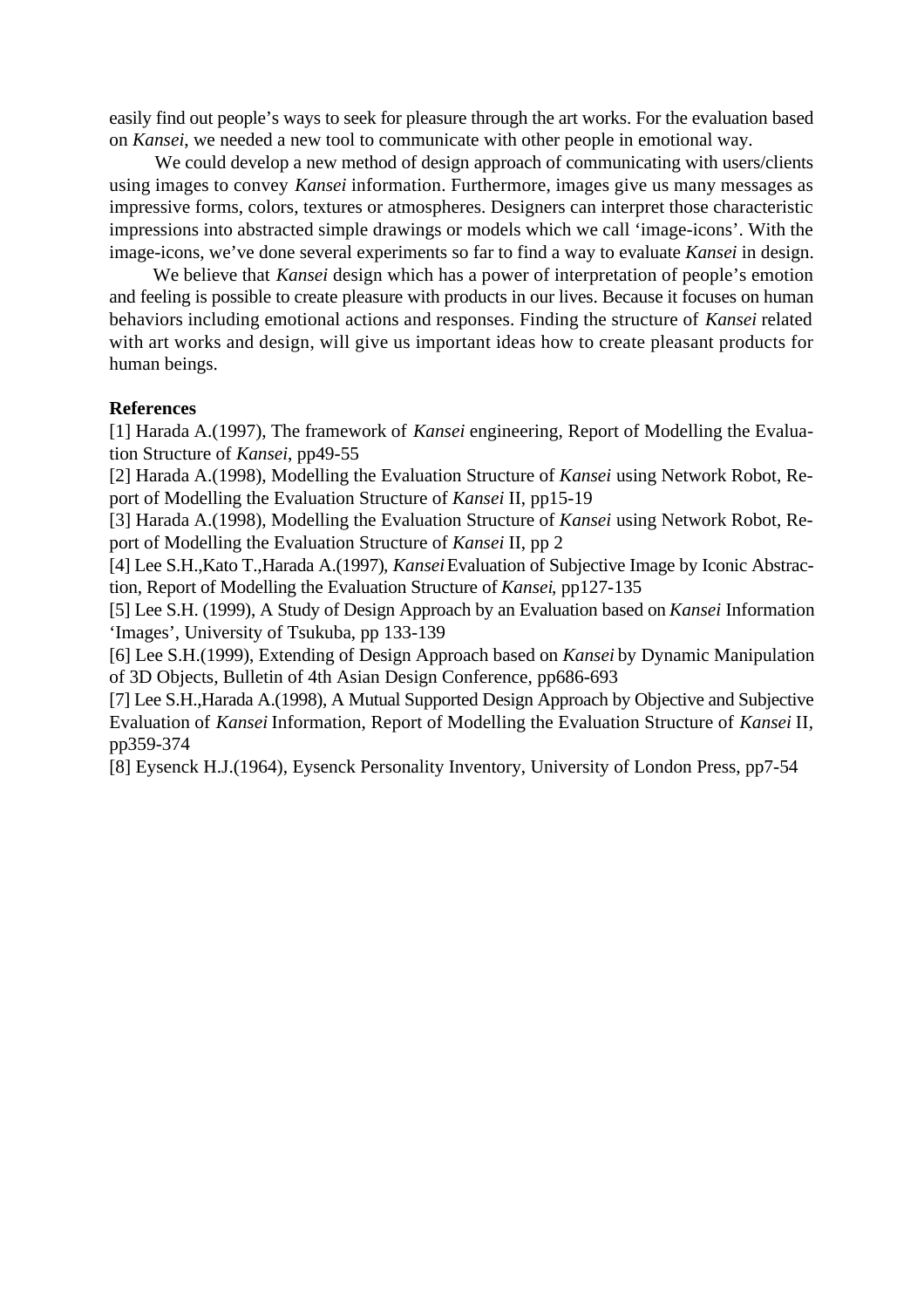easily find out people's ways to seek for pleasure through the art works. For the evaluation based on *Kansei*, we needed a new tool to communicate with other people in emotional way.

We could develop a new method of design approach of communicating with users/clients using images to convey *Kansei* information. Furthermore, images give us many messages as impressive forms, colors, textures or atmospheres. Designers can interpret those characteristic impressions into abstracted simple drawings or models which we call 'image-icons'. With the image-icons, we've done several experiments so far to find a way to evaluate *Kansei* in design.

We believe that *Kansei* design which has a power of interpretation of people's emotion and feeling is possible to create pleasure with products in our lives. Because it focuses on human behaviors including emotional actions and responses. Finding the structure of *Kansei* related with art works and design, will give us important ideas how to create pleasant products for human beings.

**References**

[1] Harada A.(1997), The framework of *Kansei* engineering, Report of Modelling the Evaluation Structure of *Kansei*, pp49-55

[2] Harada A.(1998), Modelling the Evaluation Structure of *Kansei* using Network Robot, Report of Modelling the Evaluation Structure of *Kansei* II, pp15-19

[3] Harada A.(1998), Modelling the Evaluation Structure of *Kansei* using Network Robot, Report of Modelling the Evaluation Structure of *Kansei* II, pp 2

[4] Lee S.H.,Kato T.,Harada A.(1997), *Kansei* Evaluation of Subjective Image by Iconic Abstraction, Report of Modelling the Evaluation Structure of *Kansei*, pp127-135

[5] Lee S.H. (1999), A Study of Design Approach by an Evaluation based on *Kansei* Information 'Images', University of Tsukuba, pp 133-139

[6] Lee S.H.(1999), Extending of Design Approach based on *Kansei* by Dynamic Manipulation of 3D Objects, Bulletin of 4th Asian Design Conference, pp686-693

[7] Lee S.H.,Harada A.(1998), A Mutual Supported Design Approach by Objective and Subjective Evaluation of *Kansei* Information, Report of Modelling the Evaluation Structure of *Kansei* II, pp359-374

[8] Eysenck H.J.(1964), Eysenck Personality Inventory, University of London Press, pp7-54